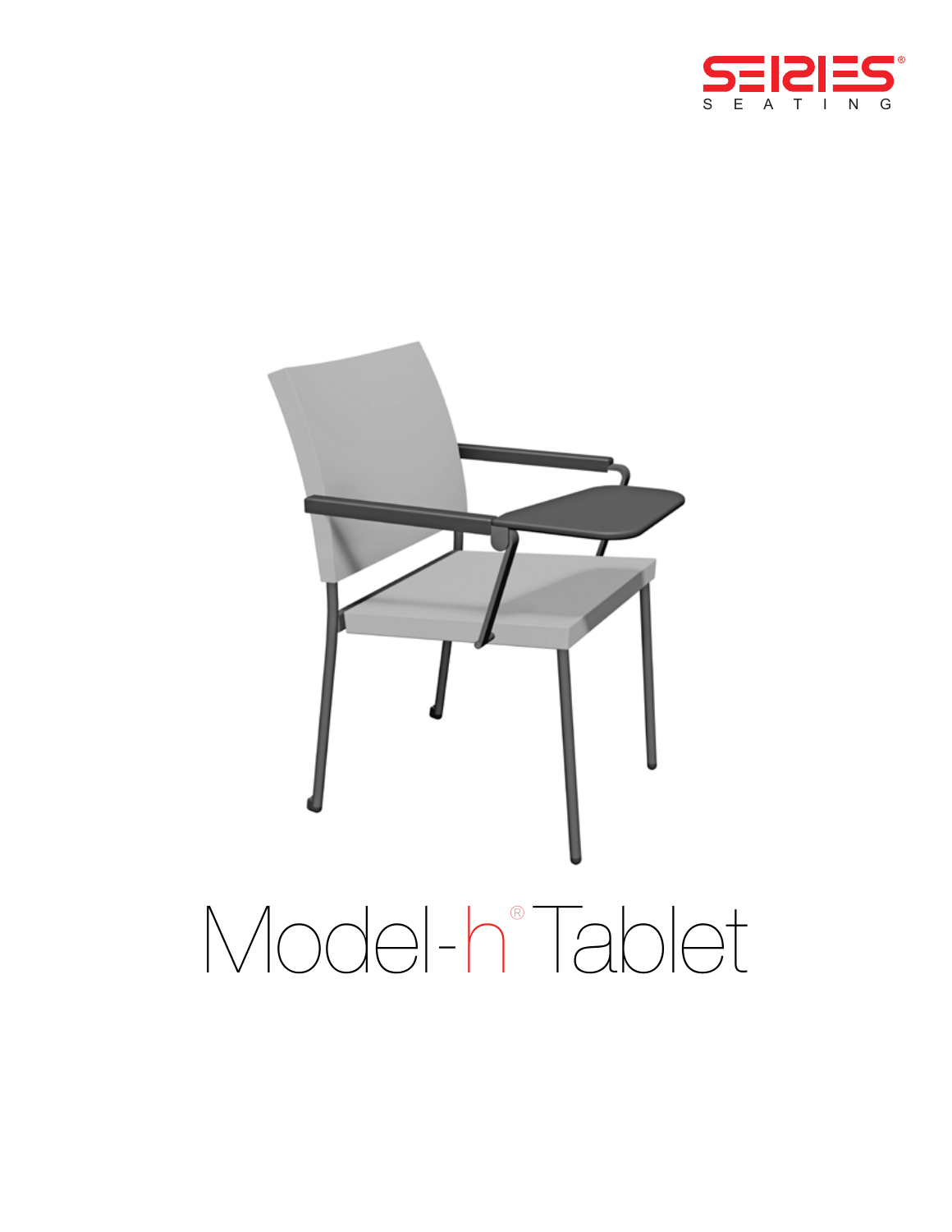SEIRIES®
S E A T I N G

# Model-h® Tablet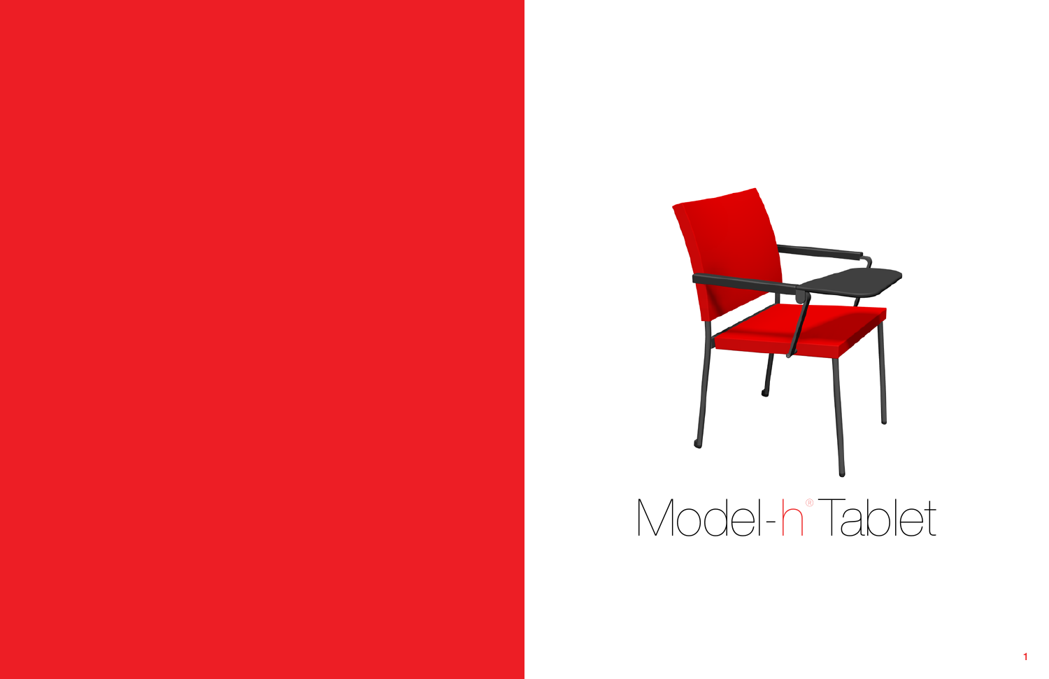# Model-h® Tablet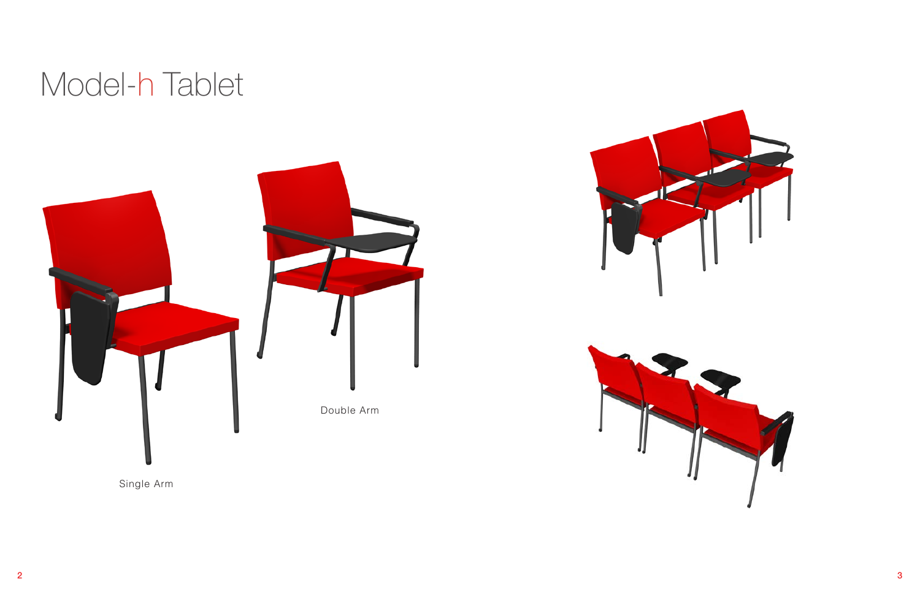# Model-h Tablet

Single Arm

Double Arm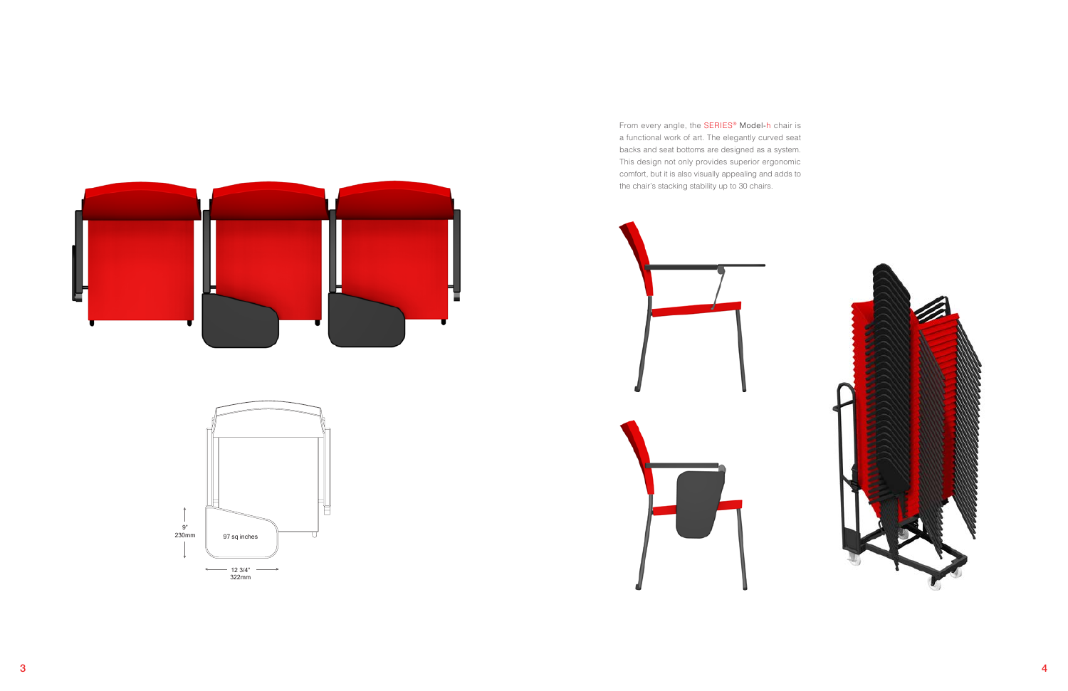9"
230mm

97 sq inches

12 3/4"
322mm

From every angle, the SERIES® Model-h chair is a functional work of art. The elegantly curved seat backs and seat bottoms are designed as a system. This design not only provides superior ergonomic comfort, but it is also visually appealing and adds to the chair's stacking stability up to 30 chairs.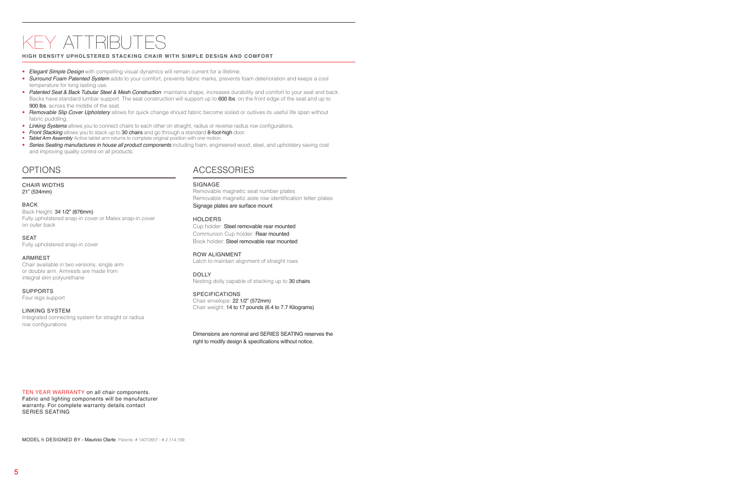# KEY ATTRIBUTES

**HIGH DENSITY UPHOLSTERED STACKING CHAIR WITH SIMPLE DESIGN AND COMFORT**

- *Elegant Simple Design* with compelling visual dynamics will remain current for a lifetime.
- *Surround Foam Patented System* adds to your comfort, prevents fabric marks, prevents foam deterioration and keeps a cool temperature for long lasting use.
- *Patented Seat & Back Tubular Steel & Mesh Construction* maintains shape, increases durability and comfort to your seat and back. Backs have standard lumbar support. The seat construction will support up to 600 lbs. on the front edge of the seat and up to 900 lbs. across the middle of the seat.
- *Removable Slip Cover Upholstery* allows for quick change should fabric become soiled or outlives its useful life span without fabric puddling.
- *Linking Systems* allows you to connect chairs to each other on straight, radius or reverse radius row configurations.
- *Front Stacking* allows you to stack up to 30 chairs and go through a standard 8-foot-high door.
- *Tablet Arm Assembly* Active tablet arm returns to complete original position with one motion.
- *Series Seating manufactures in house all product components* including foam, engineered wood, steel, and upholstery saving cost and improving quality control on all products.

## OPTIONS

### CHAIR WIDTHS
21" (534mm)

### BACK
Back Height: 34 1/2" (876mm)
Fully upholstered snap-in cover or Matex snap-in cover on outer back

### SEAT
Fully upholstered snap-in cover

### ARMREST
Chair available in two versions, single arm or double arm. Armrests are made from integral skin polyurethane

### SUPPORTS
Four legs support

### LINKING SYSTEM
Integrated connecting system for straight or radius row configurations

## ACCESSORIES

### SIGNAGE
Removable magnetic seat number plates
Removable magnetic aisle row identification letter plates
Signage plates are surface mount

### HOLDERS
Cup holder: Steel removable rear mounted
Communion Cup holder: Rear mounted
Book holder: Steel removable rear mounted

### ROW ALIGNMENT
Latch to maintain alignment of straight rows

### DOLLY
Nesting dolly capable of stacking up to 30 chairs

### SPECIFICATIONS
Chair envelope: 22 1/2" (572mm)
Chair weight: 14 to 17 pounds (6.4 to 7.7 Kilograms)

Dimensions are nominal and SERIES SEATING reserves the right to modify design & specifications without notice.

TEN YEAR WARRANTY on all chair components.
Fabric and lighting components will be manufacturer warranty. For complete warranty details contact SERIES SEATING

MODEL h DESIGNED BY - Mauricio Olarte, Patents: # 14072657 - # 2,114,199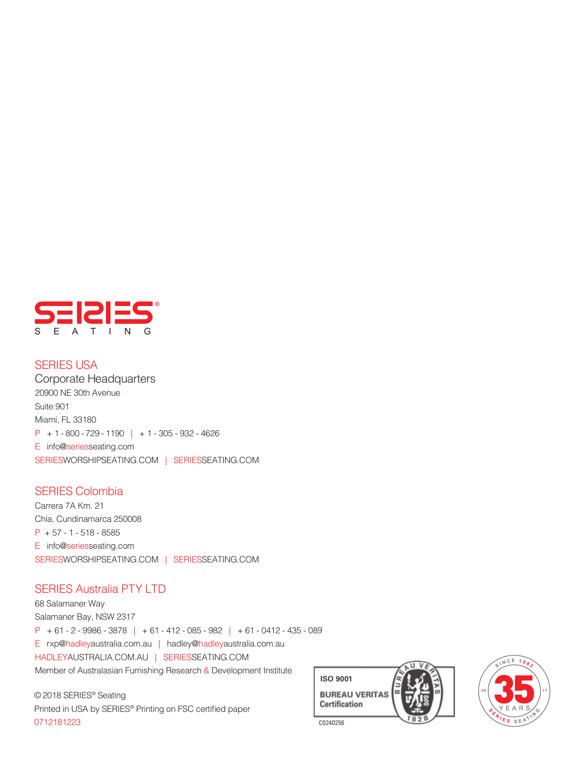SERIES®

S E A T I N G

## SERIES USA

Corporate Headquarters

20900 NE 30th Avenue

Suite 901

Miami, FL 33180

P + 1 - 800 - 729 - 1190 | + 1 - 305 - 932 - 4626

E info@seriesseating.com

SERIESWORSHIPSEATING.COM | SERIESSEATING.COM

## SERIES Colombia

Carrera 7A Km. 21

Chía, Cundinamarca 250008

P + 57 - 1 - 518 - 8585

E info@seriesseating.com

SERIESWORSHIPSEATING.COM | SERIESSEATING.COM

## SERIES Australia PTY LTD

68 Salamaner Way

Salamaner Bay, NSW 2317

P + 61 - 2 - 9986 - 3878 | + 61 - 412 - 085 - 982 | + 61 - 0412 - 435 - 089

E rxp@hadleyaustralia.com.au | hadley@hadleyaustralia.com.au

HADLEYAUSTRALIA.COM.AU | SERIESSEATING.COM

Member of Australasian Furnishing Research & Development Institute

© 2018 SERIES® Seating

Printed in USA by SERIES® Printing on FSC certified paper

0712181223

ISO 9001

BUREAU VERITAS Certification

BUREAU VERITAS 1828

C0240256

SINCE 1982

20 35 17

YEARS

SERIES SEATING